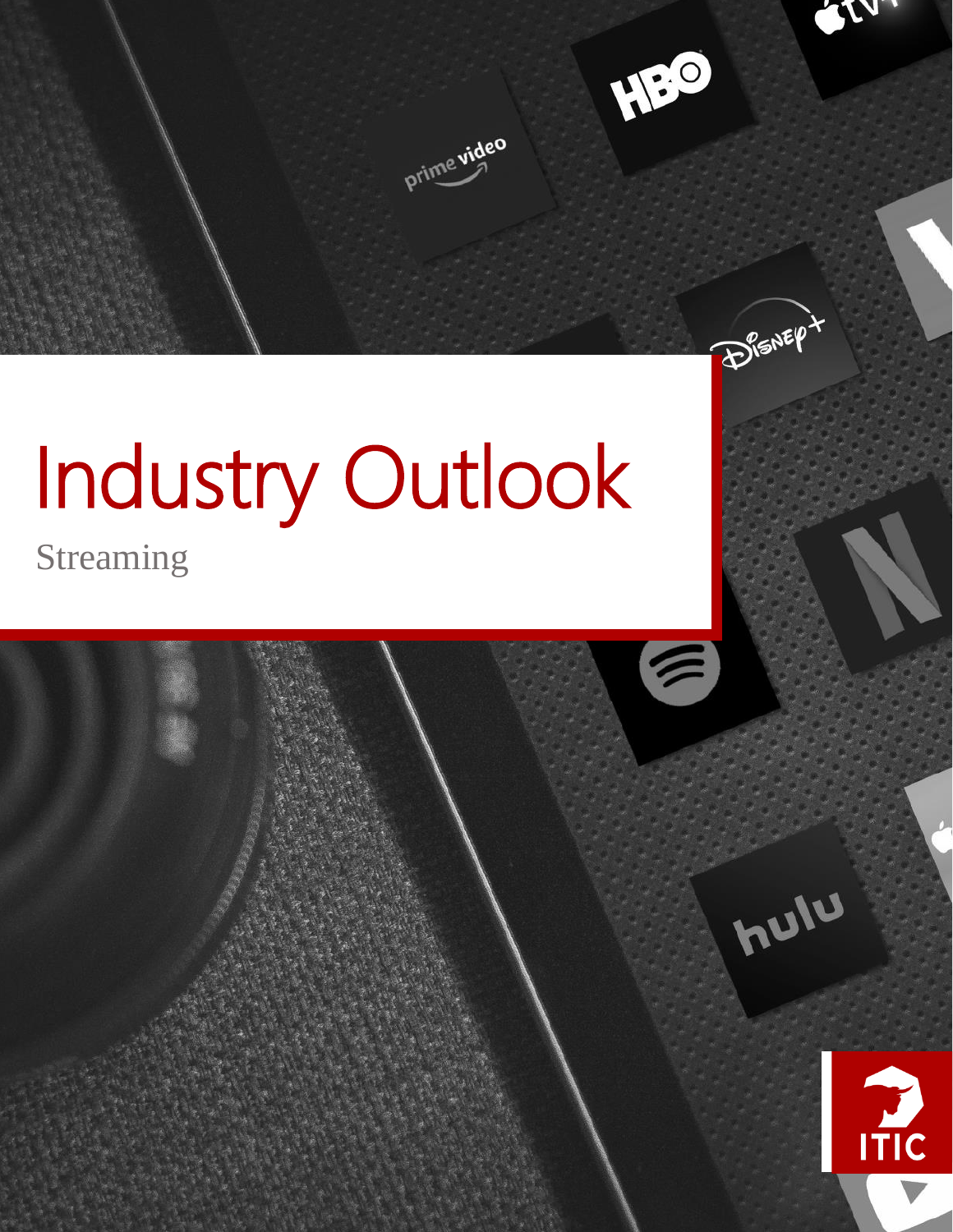# Industry Outlook

Streaming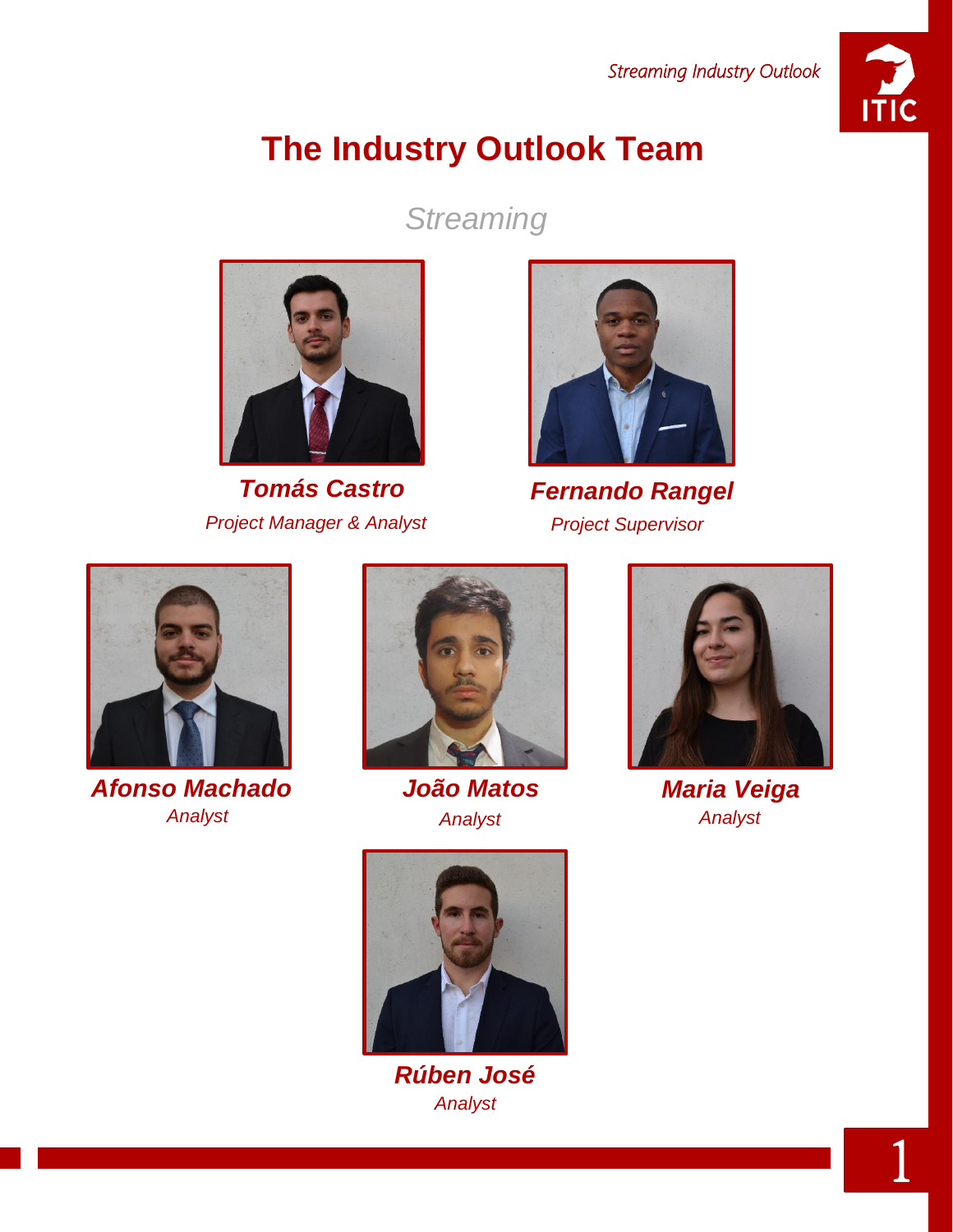# The Industry Outlook Team

*Streaming*

***Tomás Castro***
*Project Manager & Analyst*

***Fernando Rangel***
*Project Supervisor*

***Afonso Machado***
*Analyst*

***João Matos***
*Analyst*

***Maria Veiga***
*Analyst*

***Rúben José***
*Analyst*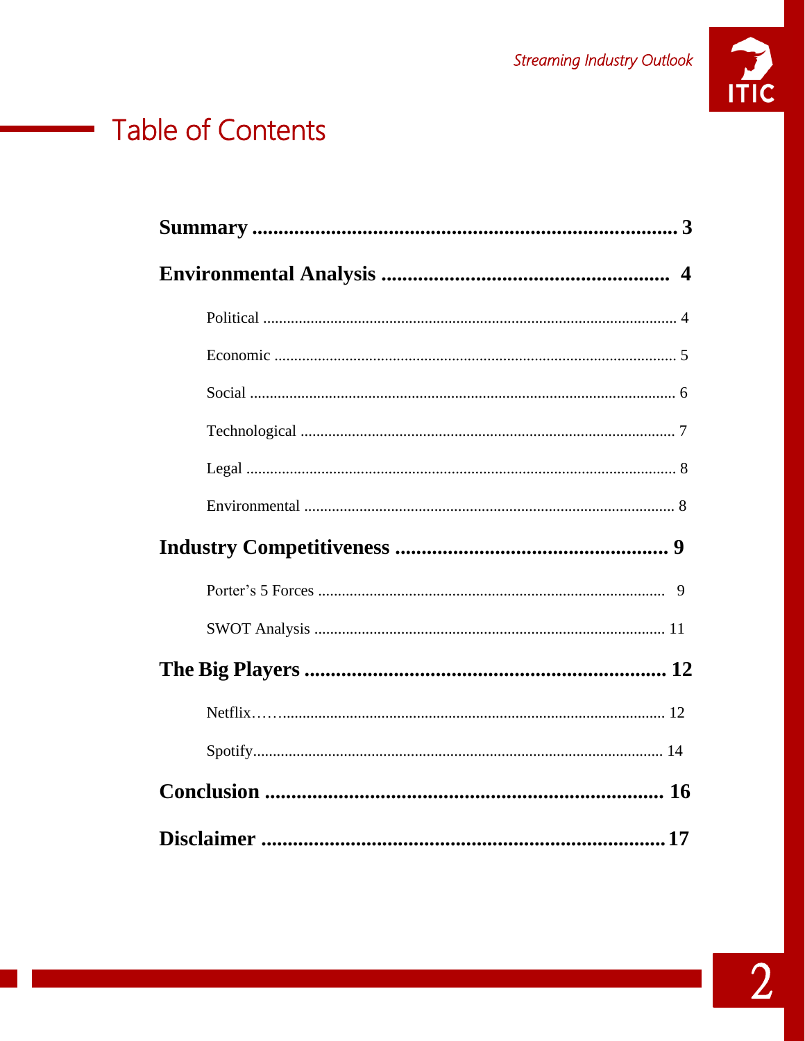# Table of Contents

**Summary** .......................................................................... **3**

**Environmental Analysis** ...................................................... **4**

- Political ........................................................................................... 4
- Economic ......................................................................................... 5
- Social ............................................................................................... 6
- Technological .................................................................................. 7
- Legal ................................................................................................ 8
- Environmental ................................................................................. 8

**Industry Competitiveness** .................................................... **9**

- Porter's 5 Forces ........................................................................... 9
- SWOT Analysis ............................................................................ 11

**The Big Players** ................................................................... **12**

- Netflix…….................................................................................... 12
- Spotify............................................................................................ 14

**Conclusion** ........................................................................... **16**

**Disclaimer** ............................................................................ **17**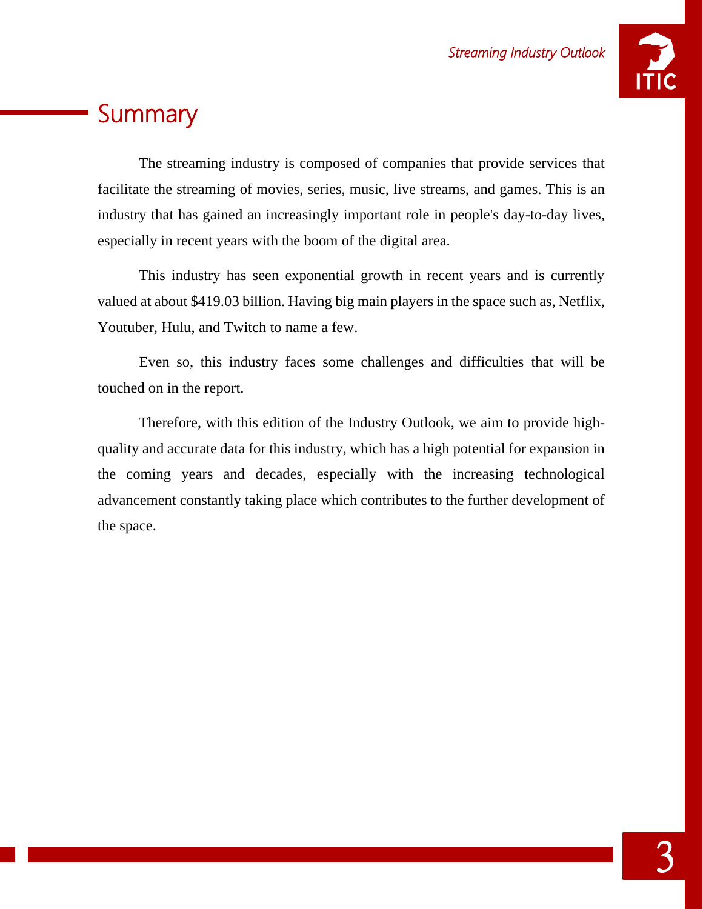## Summary

The streaming industry is composed of companies that provide services that facilitate the streaming of movies, series, music, live streams, and games. This is an industry that has gained an increasingly important role in people's day-to-day lives, especially in recent years with the boom of the digital area.

This industry has seen exponential growth in recent years and is currently valued at about $419.03 billion. Having big main players in the space such as, Netflix, Youtuber, Hulu, and Twitch to name a few.

Even so, this industry faces some challenges and difficulties that will be touched on in the report.

Therefore, with this edition of the Industry Outlook, we aim to provide high-quality and accurate data for this industry, which has a high potential for expansion in the coming years and decades, especially with the increasing technological advancement constantly taking place which contributes to the further development of the space.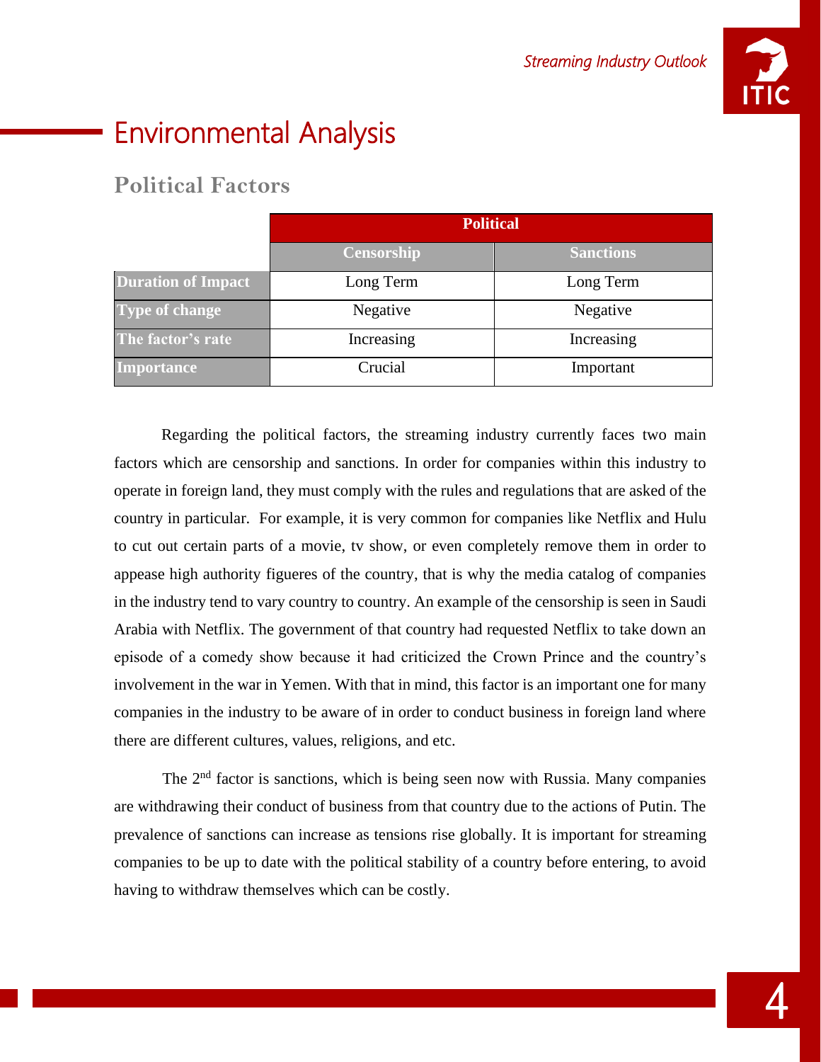# Environmental Analysis

## Political Factors

| | Political | |
|---|---|---|
| | **Censorship** | **Sanctions** |
| **Duration of Impact** | Long Term | Long Term |
| **Type of change** | Negative | Negative |
| **The factor's rate** | Increasing | Increasing |
| **Importance** | Crucial | Important |

Regarding the political factors, the streaming industry currently faces two main factors which are censorship and sanctions. In order for companies within this industry to operate in foreign land, they must comply with the rules and regulations that are asked of the country in particular. For example, it is very common for companies like Netflix and Hulu to cut out certain parts of a movie, tv show, or even completely remove them in order to appease high authority figueres of the country, that is why the media catalog of companies in the industry tend to vary country to country. An example of the censorship is seen in Saudi Arabia with Netflix. The government of that country had requested Netflix to take down an episode of a comedy show because it had criticized the Crown Prince and the country's involvement in the war in Yemen. With that in mind, this factor is an important one for many companies in the industry to be aware of in order to conduct business in foreign land where there are different cultures, values, religions, and etc.

The 2nd factor is sanctions, which is being seen now with Russia. Many companies are withdrawing their conduct of business from that country due to the actions of Putin. The prevalence of sanctions can increase as tensions rise globally. It is important for streaming companies to be up to date with the political stability of a country before entering, to avoid having to withdraw themselves which can be costly.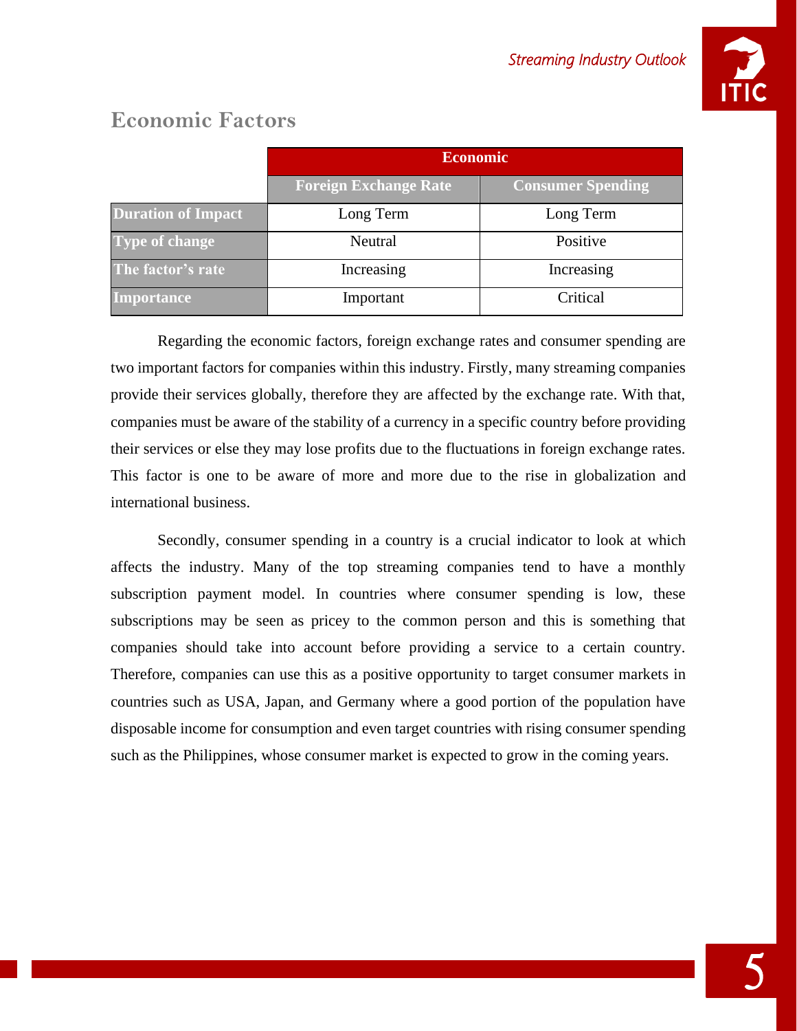## Economic Factors

| | Economic | |
|---|---|---|
| | **Foreign Exchange Rate** | **Consumer Spending** |
| **Duration of Impact** | Long Term | Long Term |
| **Type of change** | Neutral | Positive |
| **The factor's rate** | Increasing | Increasing |
| **Importance** | Important | Critical |

Regarding the economic factors, foreign exchange rates and consumer spending are two important factors for companies within this industry. Firstly, many streaming companies provide their services globally, therefore they are affected by the exchange rate. With that, companies must be aware of the stability of a currency in a specific country before providing their services or else they may lose profits due to the fluctuations in foreign exchange rates. This factor is one to be aware of more and more due to the rise in globalization and international business.

Secondly, consumer spending in a country is a crucial indicator to look at which affects the industry. Many of the top streaming companies tend to have a monthly subscription payment model. In countries where consumer spending is low, these subscriptions may be seen as pricey to the common person and this is something that companies should take into account before providing a service to a certain country. Therefore, companies can use this as a positive opportunity to target consumer markets in countries such as USA, Japan, and Germany where a good portion of the population have disposable income for consumption and even target countries with rising consumer spending such as the Philippines, whose consumer market is expected to grow in the coming years.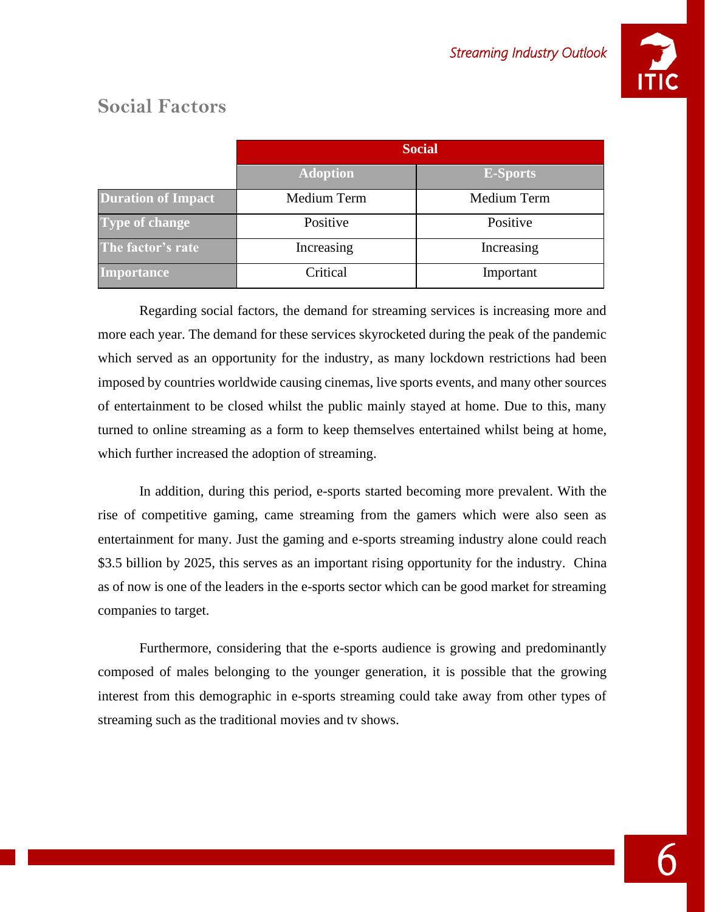## Social Factors

| | Social | |
|---|---|---|
| | **Adoption** | **E-Sports** |
| **Duration of Impact** | Medium Term | Medium Term |
| **Type of change** | Positive | Positive |
| **The factor's rate** | Increasing | Increasing |
| **Importance** | Critical | Important |

Regarding social factors, the demand for streaming services is increasing more and more each year. The demand for these services skyrocketed during the peak of the pandemic which served as an opportunity for the industry, as many lockdown restrictions had been imposed by countries worldwide causing cinemas, live sports events, and many other sources of entertainment to be closed whilst the public mainly stayed at home. Due to this, many turned to online streaming as a form to keep themselves entertained whilst being at home, which further increased the adoption of streaming.

In addition, during this period, e-sports started becoming more prevalent. With the rise of competitive gaming, came streaming from the gamers which were also seen as entertainment for many. Just the gaming and e-sports streaming industry alone could reach $3.5 billion by 2025, this serves as an important rising opportunity for the industry. China as of now is one of the leaders in the e-sports sector which can be good market for streaming companies to target.

Furthermore, considering that the e-sports audience is growing and predominantly composed of males belonging to the younger generation, it is possible that the growing interest from this demographic in e-sports streaming could take away from other types of streaming such as the traditional movies and tv shows.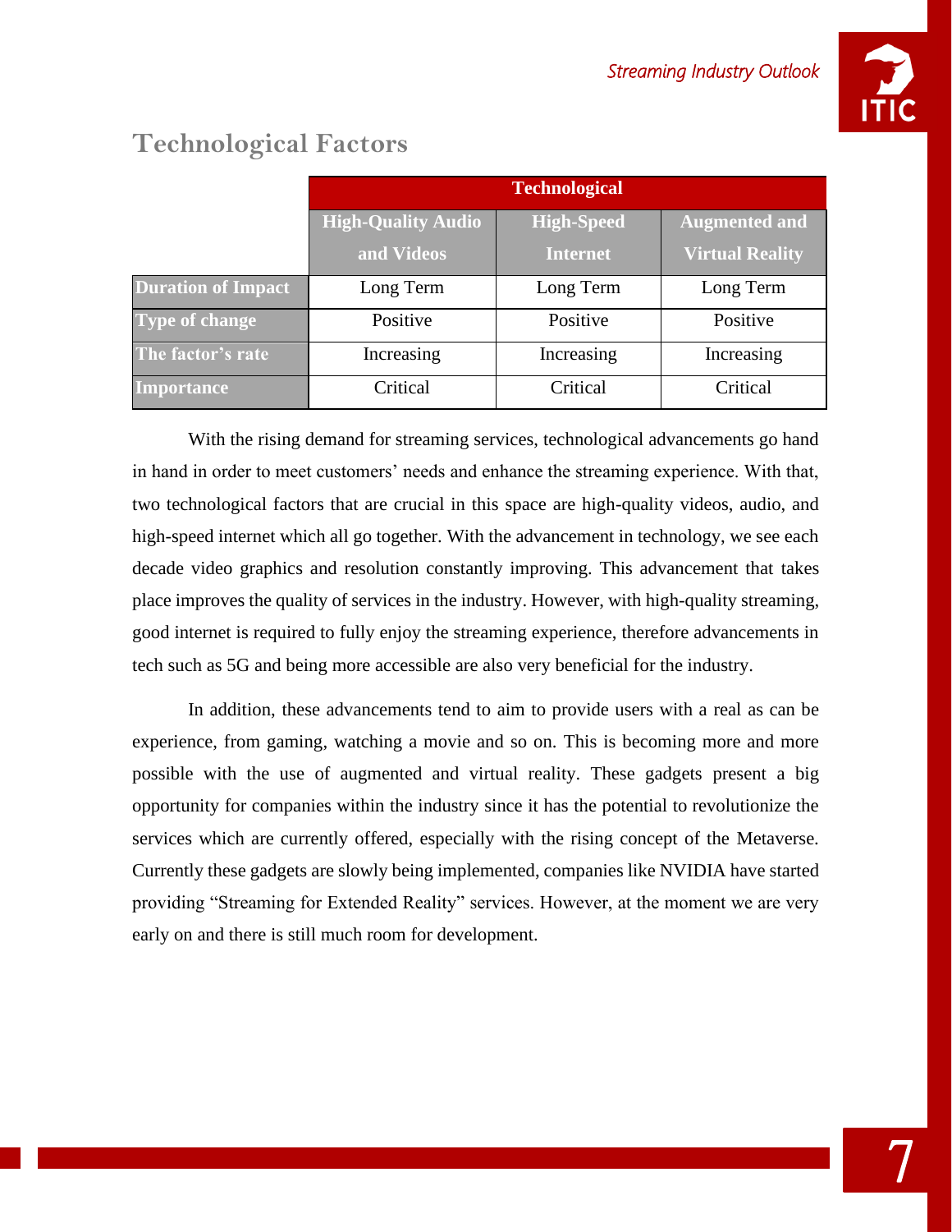## Technological Factors

| | Technological | | |
|---|---|---|---|
| | High-Quality Audio and Videos | High-Speed Internet | Augmented and Virtual Reality |
| **Duration of Impact** | Long Term | Long Term | Long Term |
| **Type of change** | Positive | Positive | Positive |
| **The factor's rate** | Increasing | Increasing | Increasing |
| **Importance** | Critical | Critical | Critical |

With the rising demand for streaming services, technological advancements go hand in hand in order to meet customers' needs and enhance the streaming experience. With that, two technological factors that are crucial in this space are high-quality videos, audio, and high-speed internet which all go together. With the advancement in technology, we see each decade video graphics and resolution constantly improving. This advancement that takes place improves the quality of services in the industry. However, with high-quality streaming, good internet is required to fully enjoy the streaming experience, therefore advancements in tech such as 5G and being more accessible are also very beneficial for the industry.

In addition, these advancements tend to aim to provide users with a real as can be experience, from gaming, watching a movie and so on. This is becoming more and more possible with the use of augmented and virtual reality. These gadgets present a big opportunity for companies within the industry since it has the potential to revolutionize the services which are currently offered, especially with the rising concept of the Metaverse. Currently these gadgets are slowly being implemented, companies like NVIDIA have started providing "Streaming for Extended Reality" services. However, at the moment we are very early on and there is still much room for development.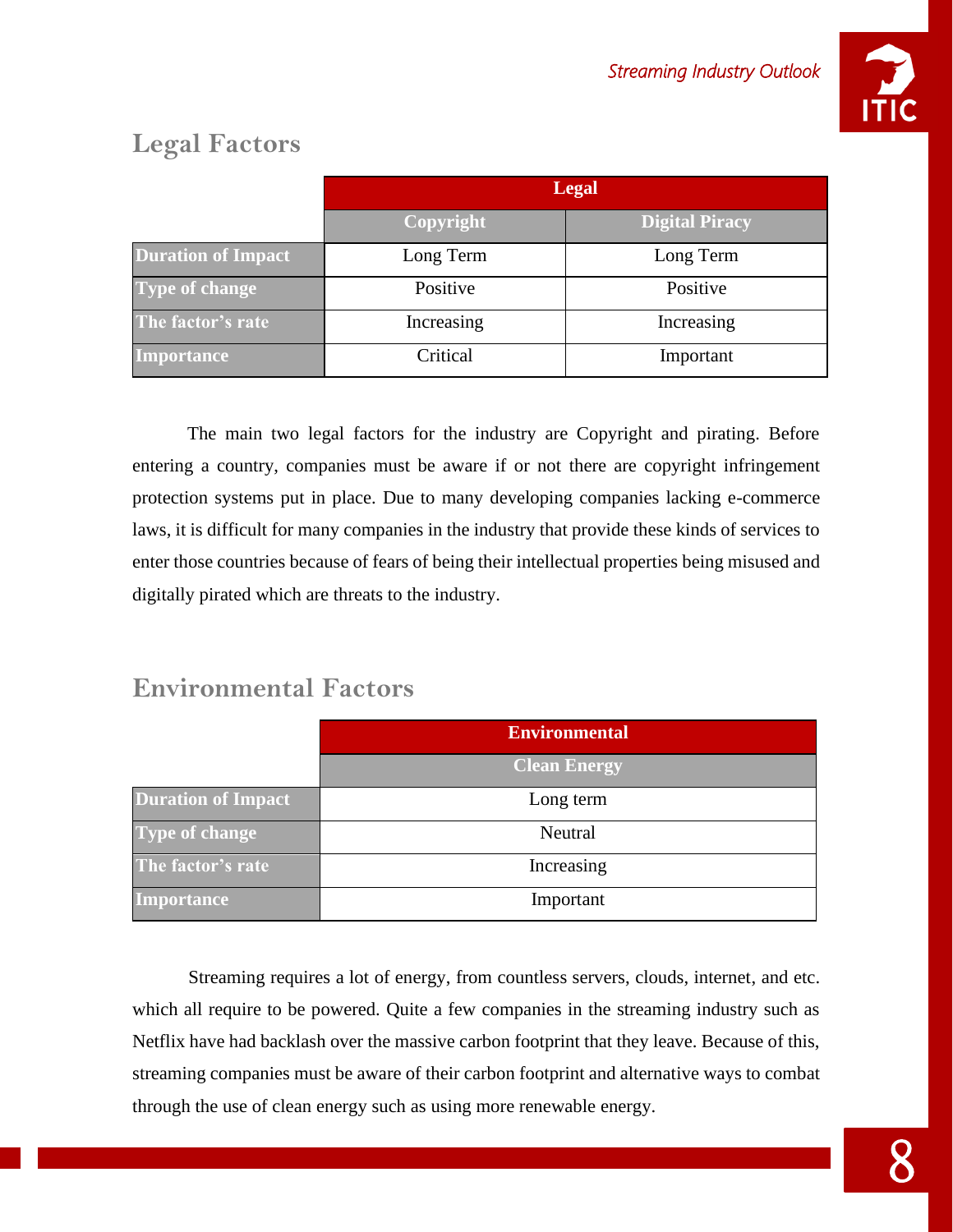## Legal Factors

| | Legal | |
|---|---|---|
| | **Copyright** | **Digital Piracy** |
| **Duration of Impact** | Long Term | Long Term |
| **Type of change** | Positive | Positive |
| **The factor's rate** | Increasing | Increasing |
| **Importance** | Critical | Important |

The main two legal factors for the industry are Copyright and pirating. Before entering a country, companies must be aware if or not there are copyright infringement protection systems put in place. Due to many developing companies lacking e-commerce laws, it is difficult for many companies in the industry that provide these kinds of services to enter those countries because of fears of being their intellectual properties being misused and digitally pirated which are threats to the industry.

## Environmental Factors

| | Environmental |
|---|---|
| | **Clean Energy** |
| **Duration of Impact** | Long term |
| **Type of change** | Neutral |
| **The factor's rate** | Increasing |
| **Importance** | Important |

Streaming requires a lot of energy, from countless servers, clouds, internet, and etc. which all require to be powered. Quite a few companies in the streaming industry such as Netflix have had backlash over the massive carbon footprint that they leave. Because of this, streaming companies must be aware of their carbon footprint and alternative ways to combat through the use of clean energy such as using more renewable energy.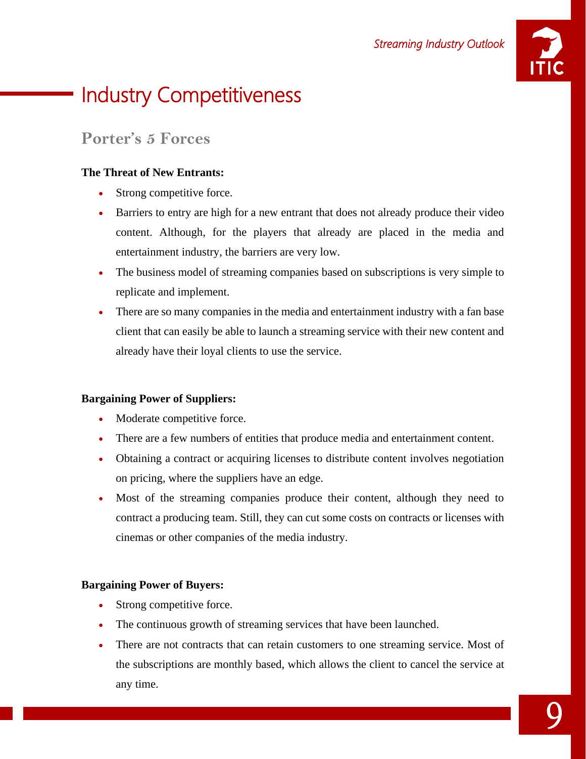# Industry Competitiveness

## Porter's 5 Forces

**The Threat of New Entrants:**

- Strong competitive force.
- Barriers to entry are high for a new entrant that does not already produce their video content. Although, for the players that already are placed in the media and entertainment industry, the barriers are very low.
- The business model of streaming companies based on subscriptions is very simple to replicate and implement.
- There are so many companies in the media and entertainment industry with a fan base client that can easily be able to launch a streaming service with their new content and already have their loyal clients to use the service.

**Bargaining Power of Suppliers:**

- Moderate competitive force.
- There are a few numbers of entities that produce media and entertainment content.
- Obtaining a contract or acquiring licenses to distribute content involves negotiation on pricing, where the suppliers have an edge.
- Most of the streaming companies produce their content, although they need to contract a producing team. Still, they can cut some costs on contracts or licenses with cinemas or other companies of the media industry.

**Bargaining Power of Buyers:**

- Strong competitive force.
- The continuous growth of streaming services that have been launched.
- There are not contracts that can retain customers to one streaming service. Most of the subscriptions are monthly based, which allows the client to cancel the service at any time.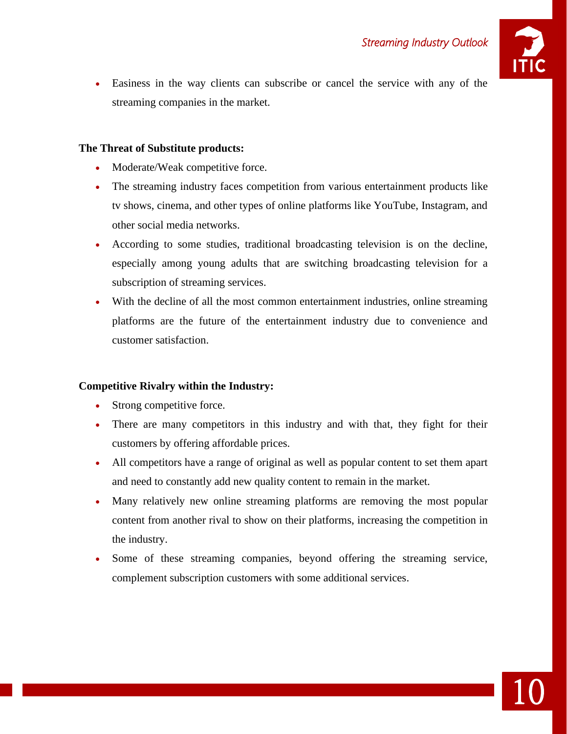- Easiness in the way clients can subscribe or cancel the service with any of the streaming companies in the market.

**The Threat of Substitute products:**

- Moderate/Weak competitive force.
- The streaming industry faces competition from various entertainment products like tv shows, cinema, and other types of online platforms like YouTube, Instagram, and other social media networks.
- According to some studies, traditional broadcasting television is on the decline, especially among young adults that are switching broadcasting television for a subscription of streaming services.
- With the decline of all the most common entertainment industries, online streaming platforms are the future of the entertainment industry due to convenience and customer satisfaction.

**Competitive Rivalry within the Industry:**

- Strong competitive force.
- There are many competitors in this industry and with that, they fight for their customers by offering affordable prices.
- All competitors have a range of original as well as popular content to set them apart and need to constantly add new quality content to remain in the market.
- Many relatively new online streaming platforms are removing the most popular content from another rival to show on their platforms, increasing the competition in the industry.
- Some of these streaming companies, beyond offering the streaming service, complement subscription customers with some additional services.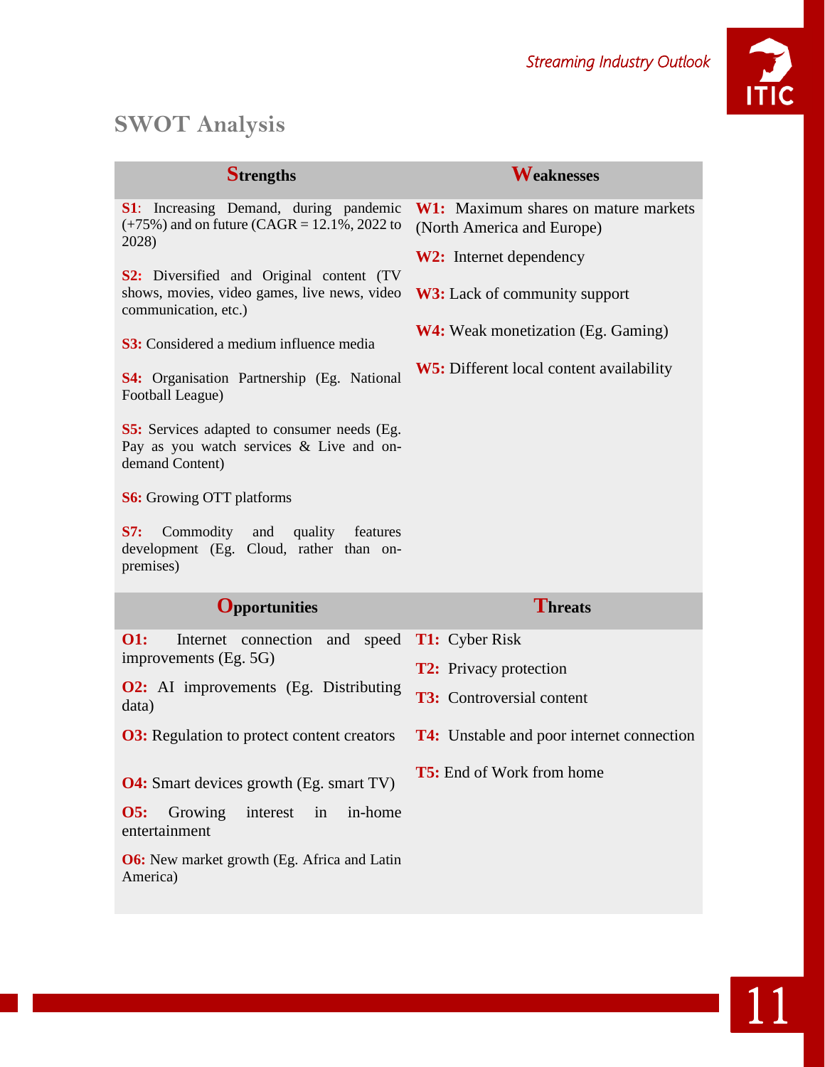## SWOT Analysis

| Strengths | Weaknesses |
|---|---|
| **S1**: Increasing Demand, during pandemic (+75%) and on future (CAGR = 12.1%, 2022 to 2028) | **W1:** Maximum shares on mature markets (North America and Europe) |
| **S2:** Diversified and Original content (TV shows, movies, video games, live news, video communication, etc.) | **W2:** Internet dependency |
| **S3:** Considered a medium influence media | **W3:** Lack of community support |
| **S4:** Organisation Partnership (Eg. National Football League) | **W4:** Weak monetization (Eg. Gaming) |
| **S5:** Services adapted to consumer needs (Eg. Pay as you watch services & Live and on-demand Content) | **W5:** Different local content availability |
| **S6:** Growing OTT platforms | |
| **S7:** Commodity and quality features development (Eg. Cloud, rather than on-premises) | |

| Opportunities | Threats |
|---|---|
| **O1:** Internet connection and speed improvements (Eg. 5G) | **T1:** Cyber Risk |
| **O2:** AI improvements (Eg. Distributing data) | **T2:** Privacy protection |
| **O3:** Regulation to protect content creators | **T3:** Controversial content |
| **O4:** Smart devices growth (Eg. smart TV) | **T4:** Unstable and poor internet connection |
| **O5:** Growing interest in in-home entertainment | **T5:** End of Work from home |
| **O6:** New market growth (Eg. Africa and Latin America) | |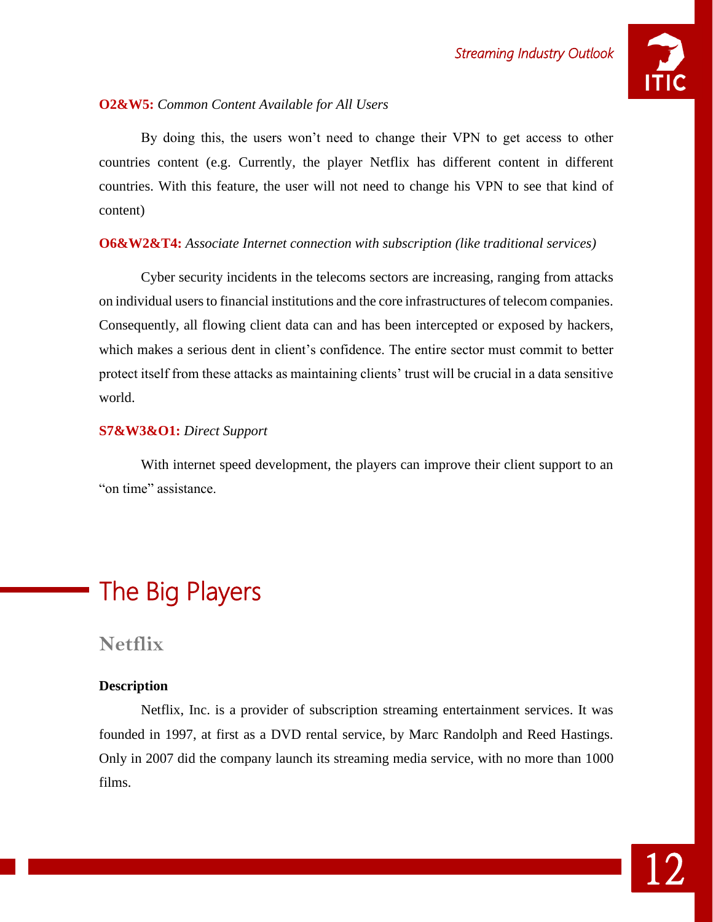**O2&W5:** *Common Content Available for All Users*

By doing this, the users won't need to change their VPN to get access to other countries content (e.g. Currently, the player Netflix has different content in different countries. With this feature, the user will not need to change his VPN to see that kind of content)

**O6&W2&T4:** *Associate Internet connection with subscription (like traditional services)*

Cyber security incidents in the telecoms sectors are increasing, ranging from attacks on individual users to financial institutions and the core infrastructures of telecom companies. Consequently, all flowing client data can and has been intercepted or exposed by hackers, which makes a serious dent in client's confidence. The entire sector must commit to better protect itself from these attacks as maintaining clients' trust will be crucial in a data sensitive world.

**S7&W3&O1:** *Direct Support*

With internet speed development, the players can improve their client support to an "on time" assistance.

# The Big Players

## Netflix

**Description**

Netflix, Inc. is a provider of subscription streaming entertainment services. It was founded in 1997, at first as a DVD rental service, by Marc Randolph and Reed Hastings. Only in 2007 did the company launch its streaming media service, with no more than 1000 films.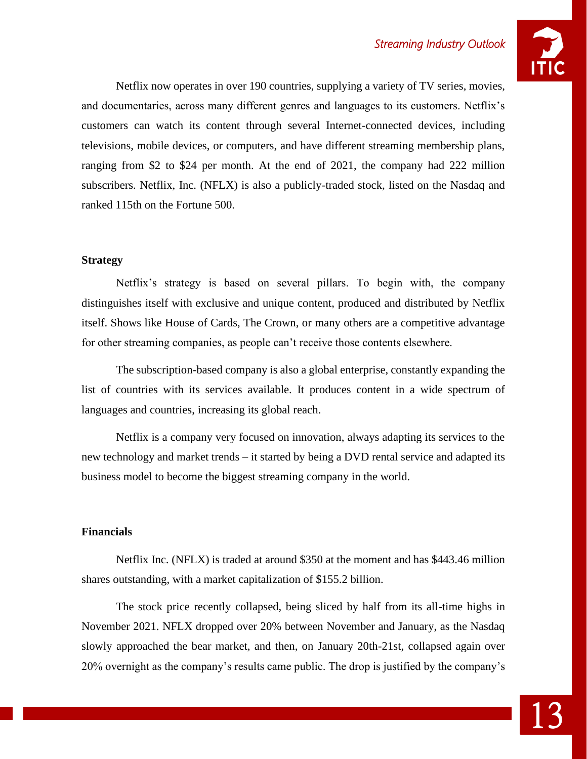Netflix now operates in over 190 countries, supplying a variety of TV series, movies, and documentaries, across many different genres and languages to its customers. Netflix's customers can watch its content through several Internet-connected devices, including televisions, mobile devices, or computers, and have different streaming membership plans, ranging from $2 to $24 per month. At the end of 2021, the company had 222 million subscribers. Netflix, Inc. (NFLX) is also a publicly-traded stock, listed on the Nasdaq and ranked 115th on the Fortune 500.

### Strategy

Netflix's strategy is based on several pillars. To begin with, the company distinguishes itself with exclusive and unique content, produced and distributed by Netflix itself. Shows like House of Cards, The Crown, or many others are a competitive advantage for other streaming companies, as people can't receive those contents elsewhere.

The subscription-based company is also a global enterprise, constantly expanding the list of countries with its services available. It produces content in a wide spectrum of languages and countries, increasing its global reach.

Netflix is a company very focused on innovation, always adapting its services to the new technology and market trends – it started by being a DVD rental service and adapted its business model to become the biggest streaming company in the world.

### Financials

Netflix Inc. (NFLX) is traded at around $350 at the moment and has $443.46 million shares outstanding, with a market capitalization of $155.2 billion.

The stock price recently collapsed, being sliced by half from its all-time highs in November 2021. NFLX dropped over 20% between November and January, as the Nasdaq slowly approached the bear market, and then, on January 20th-21st, collapsed again over 20% overnight as the company's results came public. The drop is justified by the company's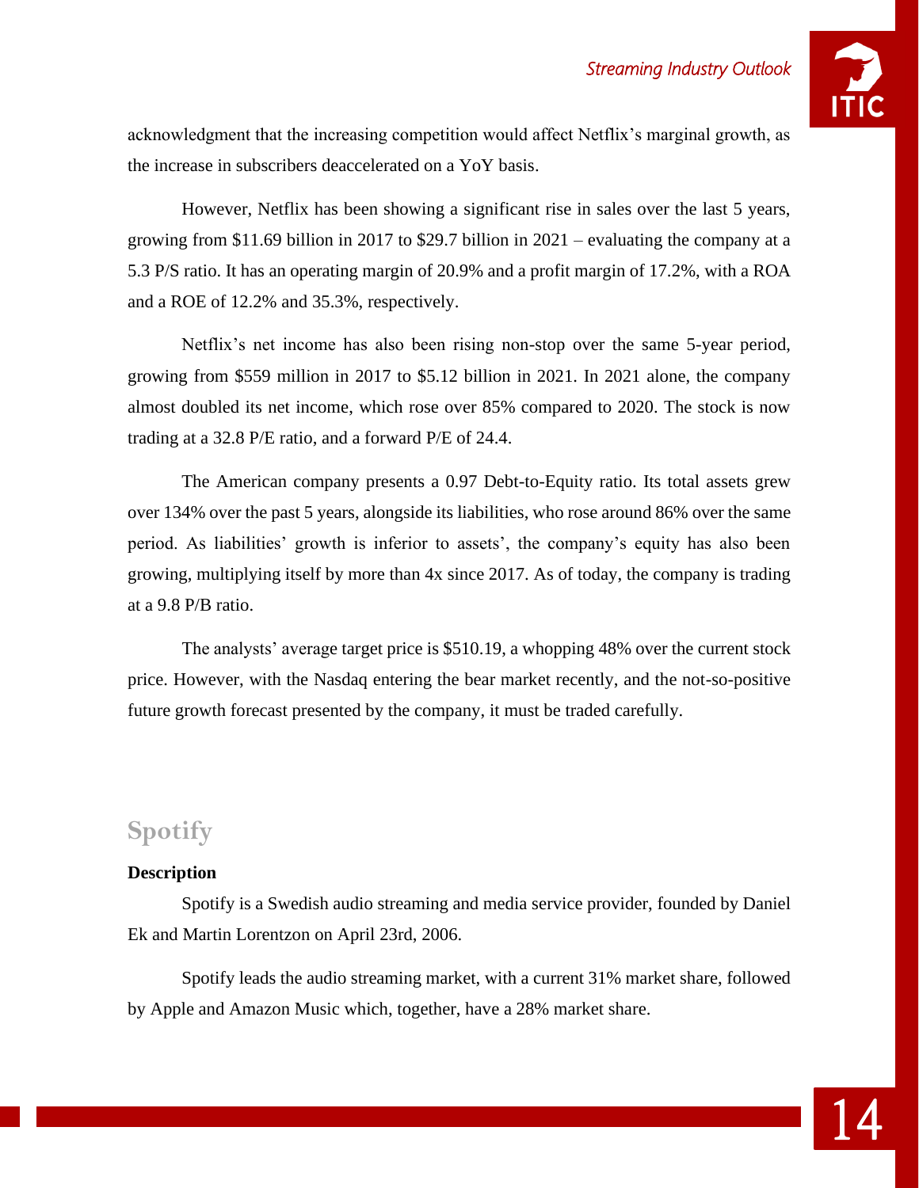acknowledgment that the increasing competition would affect Netflix's marginal growth, as the increase in subscribers deaccelerated on a YoY basis.

However, Netflix has been showing a significant rise in sales over the last 5 years, growing from $11.69 billion in 2017 to $29.7 billion in 2021 – evaluating the company at a 5.3 P/S ratio. It has an operating margin of 20.9% and a profit margin of 17.2%, with a ROA and a ROE of 12.2% and 35.3%, respectively.

Netflix's net income has also been rising non-stop over the same 5-year period, growing from $559 million in 2017 to $5.12 billion in 2021. In 2021 alone, the company almost doubled its net income, which rose over 85% compared to 2020. The stock is now trading at a 32.8 P/E ratio, and a forward P/E of 24.4.

The American company presents a 0.97 Debt-to-Equity ratio. Its total assets grew over 134% over the past 5 years, alongside its liabilities, who rose around 86% over the same period. As liabilities' growth is inferior to assets', the company's equity has also been growing, multiplying itself by more than 4x since 2017. As of today, the company is trading at a 9.8 P/B ratio.

The analysts' average target price is $510.19, a whopping 48% over the current stock price. However, with the Nasdaq entering the bear market recently, and the not-so-positive future growth forecast presented by the company, it must be traded carefully.

## Spotify

**Description**

Spotify is a Swedish audio streaming and media service provider, founded by Daniel Ek and Martin Lorentzon on April 23rd, 2006.

Spotify leads the audio streaming market, with a current 31% market share, followed by Apple and Amazon Music which, together, have a 28% market share.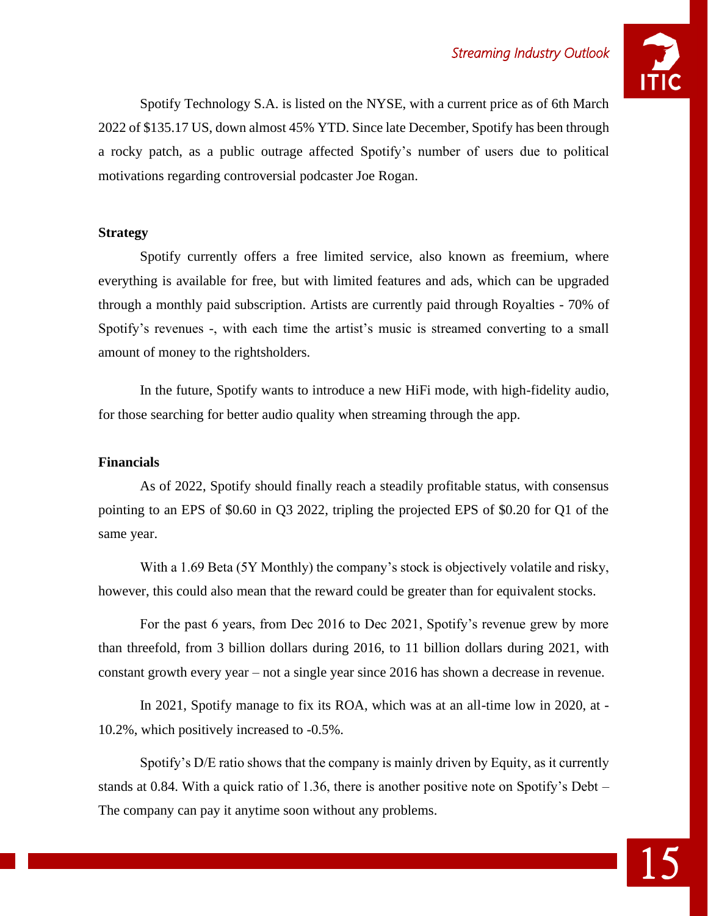Spotify Technology S.A. is listed on the NYSE, with a current price as of 6th March 2022 of $135.17 US, down almost 45% YTD. Since late December, Spotify has been through a rocky patch, as a public outrage affected Spotify's number of users due to political motivations regarding controversial podcaster Joe Rogan.

**Strategy**

Spotify currently offers a free limited service, also known as freemium, where everything is available for free, but with limited features and ads, which can be upgraded through a monthly paid subscription. Artists are currently paid through Royalties - 70% of Spotify's revenues -, with each time the artist's music is streamed converting to a small amount of money to the rightsholders.

In the future, Spotify wants to introduce a new HiFi mode, with high-fidelity audio, for those searching for better audio quality when streaming through the app.

**Financials**

As of 2022, Spotify should finally reach a steadily profitable status, with consensus pointing to an EPS of $0.60 in Q3 2022, tripling the projected EPS of $0.20 for Q1 of the same year.

With a 1.69 Beta (5Y Monthly) the company's stock is objectively volatile and risky, however, this could also mean that the reward could be greater than for equivalent stocks.

For the past 6 years, from Dec 2016 to Dec 2021, Spotify's revenue grew by more than threefold, from 3 billion dollars during 2016, to 11 billion dollars during 2021, with constant growth every year – not a single year since 2016 has shown a decrease in revenue.

In 2021, Spotify manage to fix its ROA, which was at an all-time low in 2020, at -10.2%, which positively increased to -0.5%.

Spotify's D/E ratio shows that the company is mainly driven by Equity, as it currently stands at 0.84. With a quick ratio of 1.36, there is another positive note on Spotify's Debt – The company can pay it anytime soon without any problems.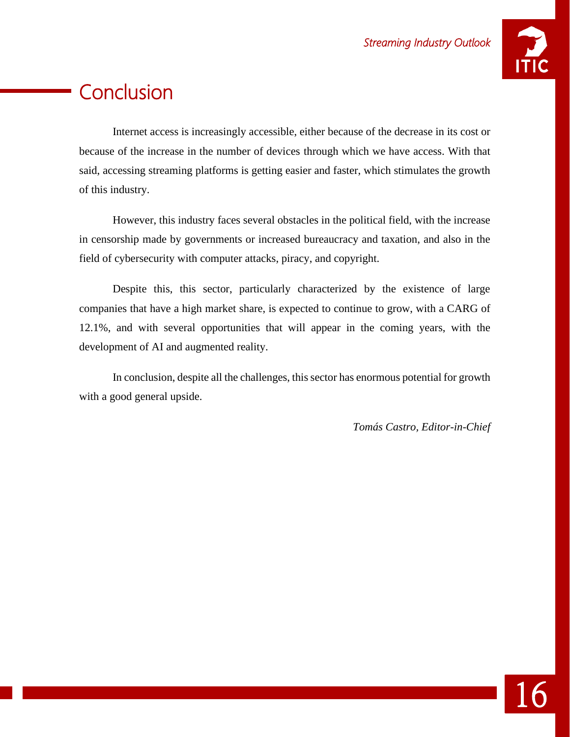# Conclusion

Internet access is increasingly accessible, either because of the decrease in its cost or because of the increase in the number of devices through which we have access. With that said, accessing streaming platforms is getting easier and faster, which stimulates the growth of this industry.

However, this industry faces several obstacles in the political field, with the increase in censorship made by governments or increased bureaucracy and taxation, and also in the field of cybersecurity with computer attacks, piracy, and copyright.

Despite this, this sector, particularly characterized by the existence of large companies that have a high market share, is expected to continue to grow, with a CARG of 12.1%, and with several opportunities that will appear in the coming years, with the development of AI and augmented reality.

In conclusion, despite all the challenges, this sector has enormous potential for growth with a good general upside.

*Tomás Castro, Editor-in-Chief*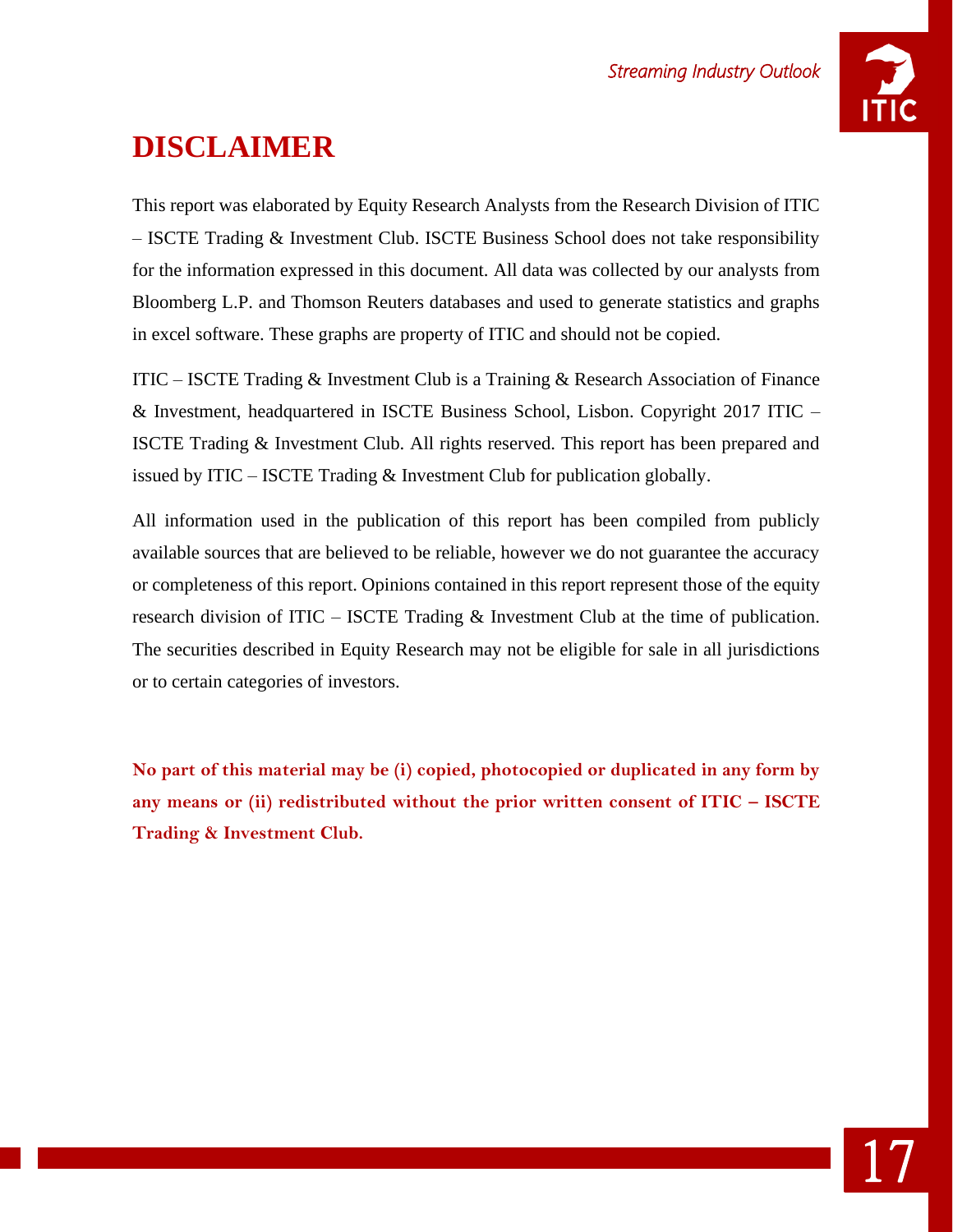# DISCLAIMER

This report was elaborated by Equity Research Analysts from the Research Division of ITIC – ISCTE Trading & Investment Club. ISCTE Business School does not take responsibility for the information expressed in this document. All data was collected by our analysts from Bloomberg L.P. and Thomson Reuters databases and used to generate statistics and graphs in excel software. These graphs are property of ITIC and should not be copied.

ITIC – ISCTE Trading & Investment Club is a Training & Research Association of Finance & Investment, headquartered in ISCTE Business School, Lisbon. Copyright 2017 ITIC – ISCTE Trading & Investment Club. All rights reserved. This report has been prepared and issued by ITIC – ISCTE Trading & Investment Club for publication globally.

All information used in the publication of this report has been compiled from publicly available sources that are believed to be reliable, however we do not guarantee the accuracy or completeness of this report. Opinions contained in this report represent those of the equity research division of ITIC – ISCTE Trading & Investment Club at the time of publication. The securities described in Equity Research may not be eligible for sale in all jurisdictions or to certain categories of investors.

**No part of this material may be (i) copied, photocopied or duplicated in any form by any means or (ii) redistributed without the prior written consent of ITIC – ISCTE Trading & Investment Club.**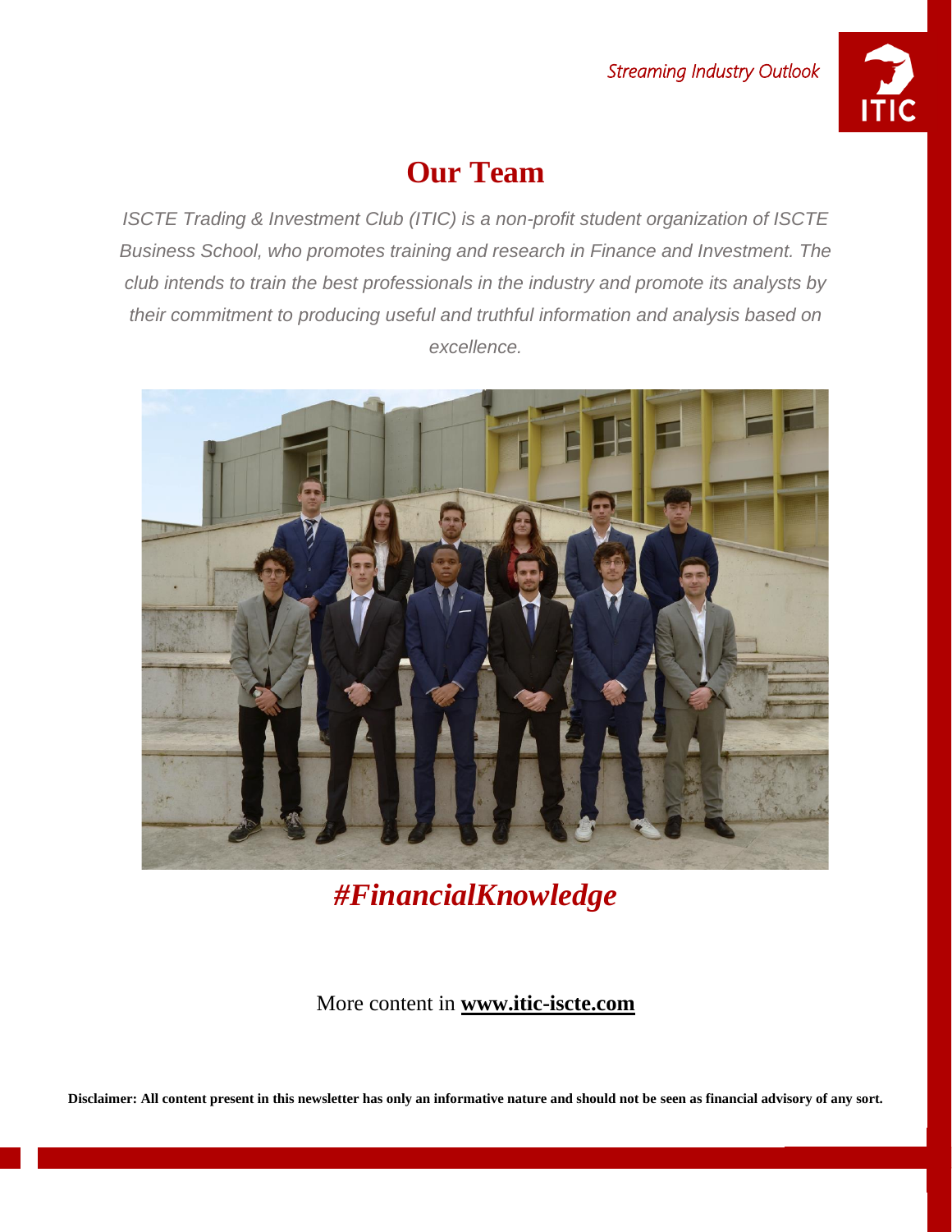## Our Team

*ISCTE Trading & Investment Club (ITIC) is a non-profit student organization of ISCTE Business School, who promotes training and research in Finance and Investment. The club intends to train the best professionals in the industry and promote its analysts by their commitment to producing useful and truthful information and analysis based on excellence.*

***#FinancialKnowledge***

More content in **www.itic-iscte.com**

**Disclaimer: All content present in this newsletter has only an informative nature and should not be seen as financial advisory of any sort.**